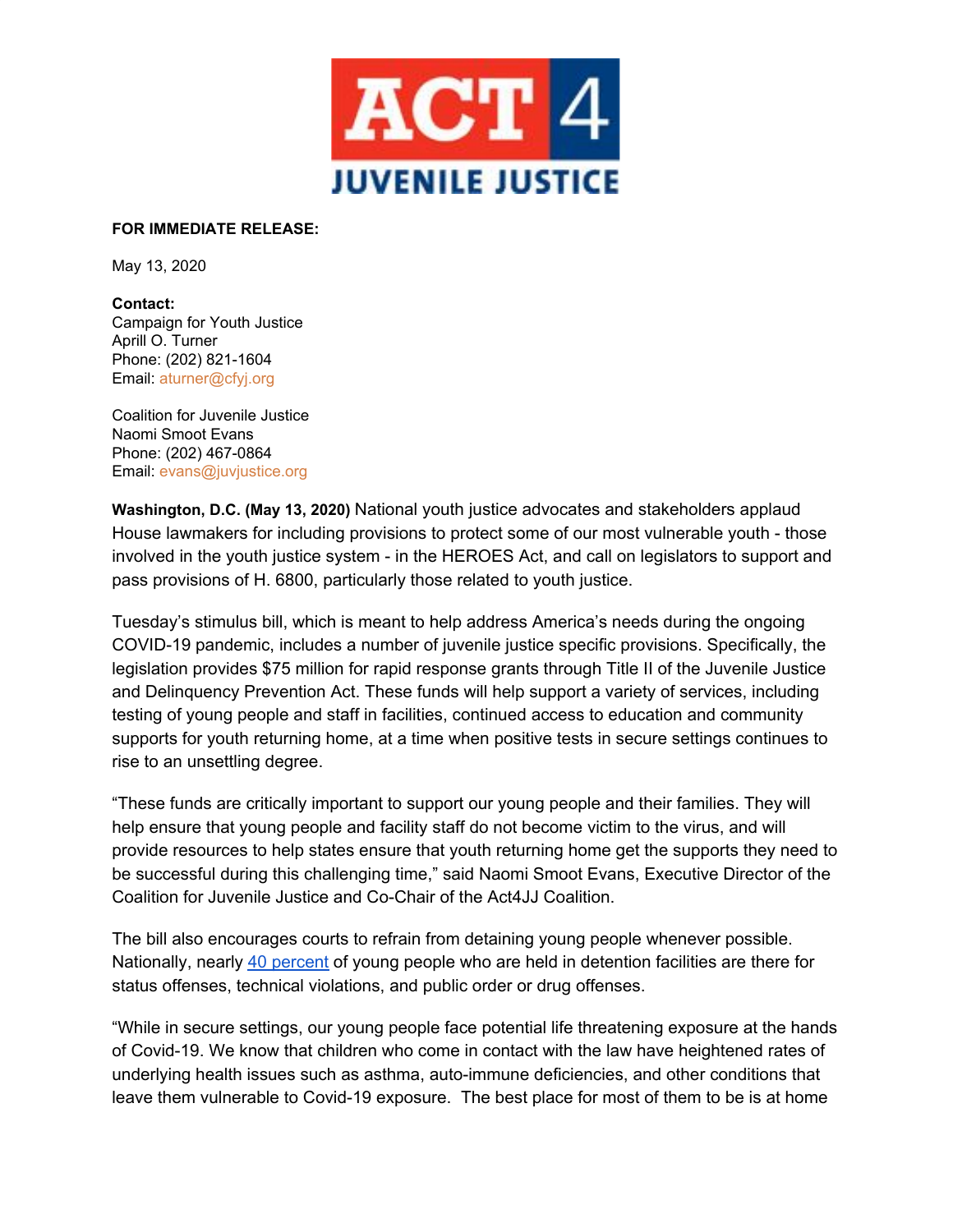**ACT 4 JUVENILE JUSTICE**

**FOR IMMEDIATE RELEASE:**

May 13, 2020

**Contact:**
Campaign for Youth Justice
Aprill O. Turner
Phone: (202) 821-1604
Email: aturner@cfyj.org

Coalition for Juvenile Justice
Naomi Smoot Evans
Phone: (202) 467-0864
Email: evans@juvjustice.org

**Washington, D.C. (May 13, 2020)** National youth justice advocates and stakeholders applaud House lawmakers for including provisions to protect some of our most vulnerable youth - those involved in the youth justice system - in the HEROES Act, and call on legislators to support and pass provisions of H. 6800, particularly those related to youth justice.

Tuesday's stimulus bill, which is meant to help address America's needs during the ongoing COVID-19 pandemic, includes a number of juvenile justice specific provisions. Specifically, the legislation provides $75 million for rapid response grants through Title II of the Juvenile Justice and Delinquency Prevention Act. These funds will help support a variety of services, including testing of young people and staff in facilities, continued access to education and community supports for youth returning home, at a time when positive tests in secure settings continues to rise to an unsettling degree.

"These funds are critically important to support our young people and their families. They will help ensure that young people and facility staff do not become victim to the virus, and will provide resources to help states ensure that youth returning home get the supports they need to be successful during this challenging time," said Naomi Smoot Evans, Executive Director of the Coalition for Juvenile Justice and Co-Chair of the Act4JJ Coalition.

The bill also encourages courts to refrain from detaining young people whenever possible. Nationally, nearly 40 percent of young people who are held in detention facilities are there for status offenses, technical violations, and public order or drug offenses.

"While in secure settings, our young people face potential life threatening exposure at the hands of Covid-19. We know that children who come in contact with the law have heightened rates of underlying health issues such as asthma, auto-immune deficiencies, and other conditions that leave them vulnerable to Covid-19 exposure. The best place for most of them to be is at home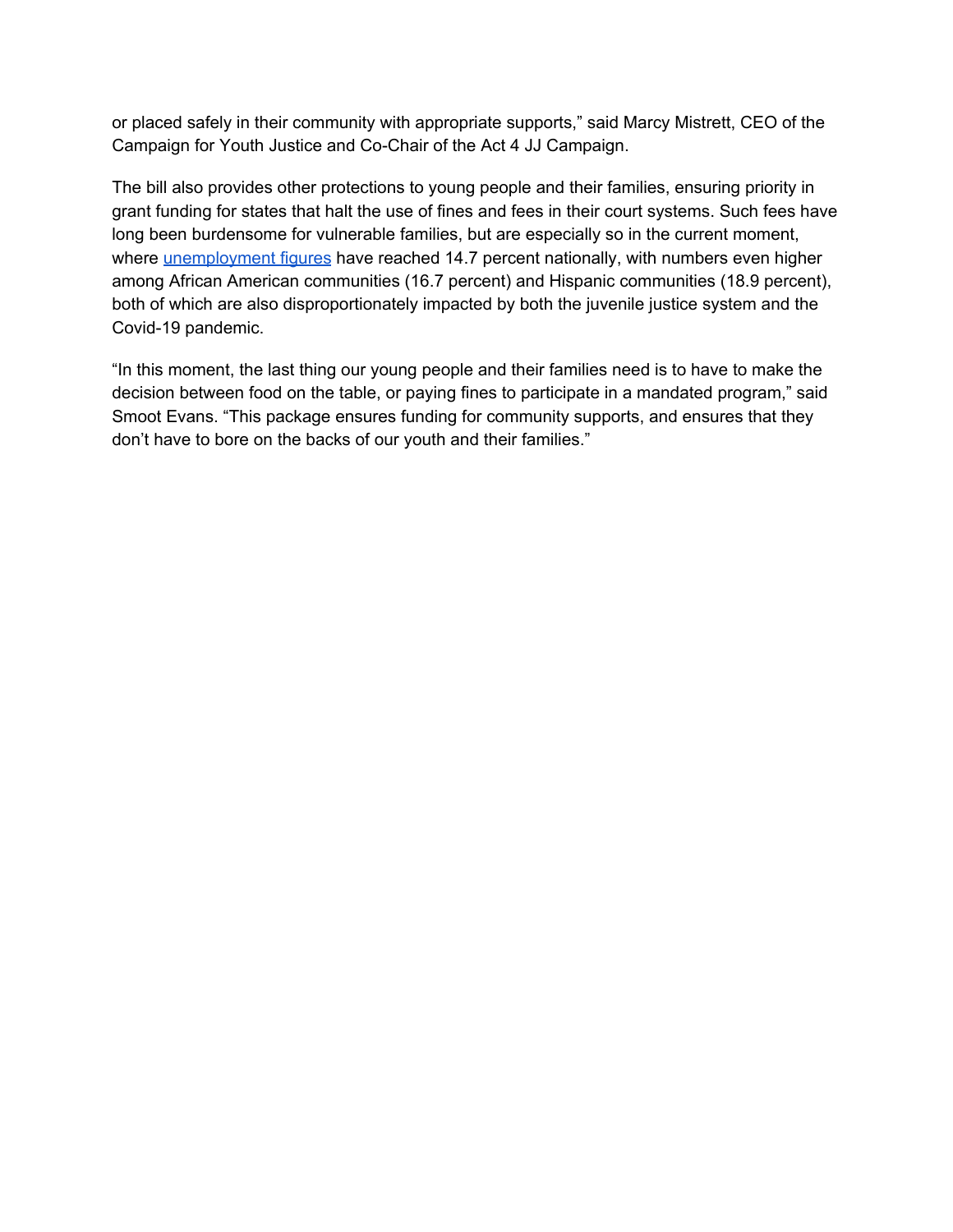or placed safely in their community with appropriate supports," said Marcy Mistrett, CEO of the Campaign for Youth Justice and Co-Chair of the Act 4 JJ Campaign.

The bill also provides other protections to young people and their families, ensuring priority in grant funding for states that halt the use of fines and fees in their court systems. Such fees have long been burdensome for vulnerable families, but are especially so in the current moment, where unemployment figures have reached 14.7 percent nationally, with numbers even higher among African American communities (16.7 percent) and Hispanic communities (18.9 percent), both of which are also disproportionately impacted by both the juvenile justice system and the Covid-19 pandemic.

"In this moment, the last thing our young people and their families need is to have to make the decision between food on the table, or paying fines to participate in a mandated program," said Smoot Evans. "This package ensures funding for community supports, and ensures that they don't have to bore on the backs of our youth and their families."